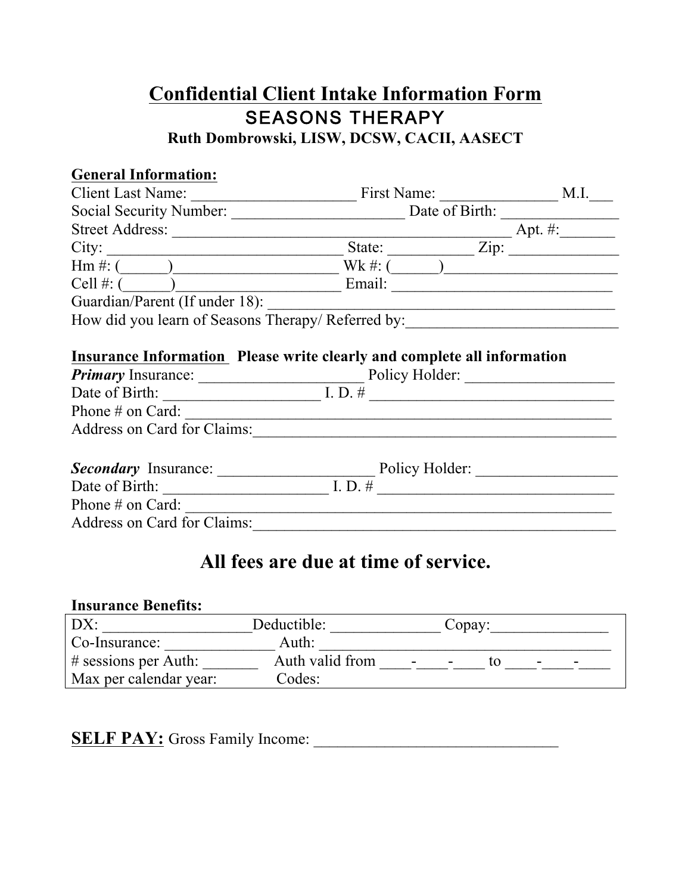# Confidential Client Intake Information Form

## SEASONS THERAPY

**Ruth Dombrowski, LISW, DCSW, CACII, AASECT**

**General Information:**

Client Last Name: _____________________ First Name: _______________ M.I.___

Social Security Number: ______________________ Date of Birth: _______________

Street Address: ___________________________________________ Apt. #:_______

City: ______________________________ State: ___________ Zip: ______________

Hm #: (______)_____________________ Wk #: (______)_______________________

Cell #: (______)____________________ Email: ____________________________

Guardian/Parent (If under 18): _____________________________________________

How did you learn of Seasons Therapy/ Referred by:___________________________

**Insurance Information** **Please write clearly and complete all information**

***Primary*** Insurance: _____________________ Policy Holder: ___________________

Date of Birth: ____________________ I. D. # ________________________________

Phone # on Card: ______________________________________________________

Address on Card for Claims:_______________________________________________

***Secondary*** Insurance: ____________________ Policy Holder: __________________

Date of Birth: _____________________ I. D. # _______________________________

Phone # on Card: ______________________________________________________

Address on Card for Claims:_______________________________________________

## All fees are due at time of service.

**Insurance Benefits:**

| | | |
|---|---|---|
| DX: ___________________ | Deductible: ______________ | Copay:_______________ |
| Co-Insurance: ______________ | Auth: ______________________________________ | |
| # sessions per Auth: _______ | Auth valid from ____-____-____ to ____-____-____ | |
| Max per calendar year: | Codes: | |

**SELF PAY:** Gross Family Income: _______________________________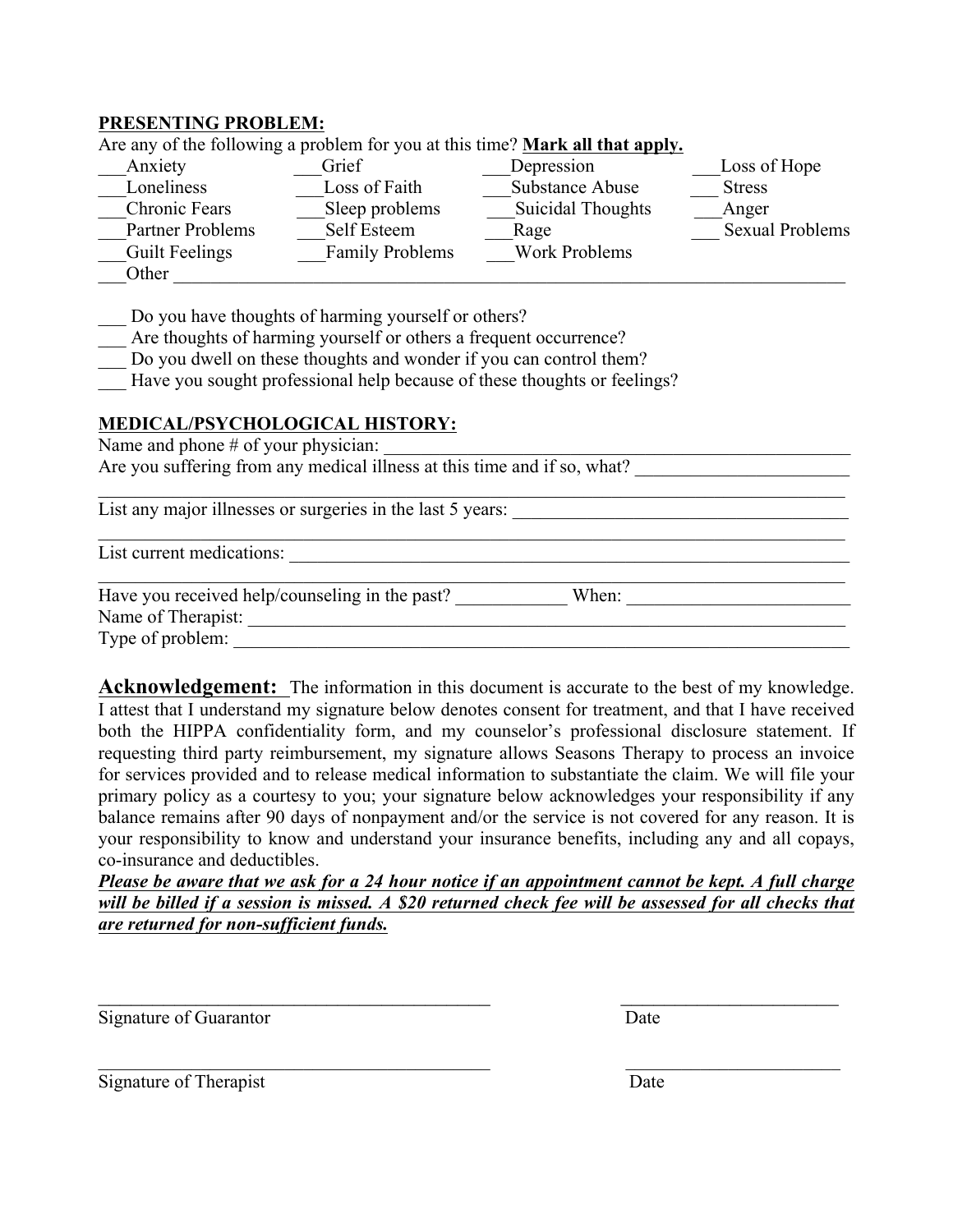**PRESENTING PROBLEM:**

Are any of the following a problem for you at this time? **Mark all that apply.**

| | | | |
|---|---|---|---|
| ___Anxiety | ___Grief | ___Depression | ___Loss of Hope |
| ___Loneliness | ___Loss of Faith | ___Substance Abuse | ___ Stress |
| ___Chronic Fears | ___Sleep problems | ___Suicidal Thoughts | ___Anger |
| ___Partner Problems | ___Self Esteem | ___Rage | ___ Sexual Problems |
| ___Guilt Feelings | ___Family Problems | ___Work Problems | |

___Other ______________________________________________________________________________

___ Do you have thoughts of harming yourself or others?
___ Are thoughts of harming yourself or others a frequent occurrence?
___ Do you dwell on these thoughts and wonder if you can control them?
___ Have you sought professional help because of these thoughts or feelings?

**MEDICAL/PSYCHOLOGICAL HISTORY:**

Name and phone # of your physician: _______________________________________________

Are you suffering from any medical illness at this time and if so, what? _______________________
_______________________________________________________________________________

List any major illnesses or surgeries in the last 5 years: ___________________________________
_______________________________________________________________________________

List current medications: ___________________________________________________________
_______________________________________________________________________________

Have you received help/counseling in the past? ____________ When: ________________________

Name of Therapist: _______________________________________________________________

Type of problem: _________________________________________________________________

**Acknowledgement:** The information in this document is accurate to the best of my knowledge. I attest that I understand my signature below denotes consent for treatment, and that I have received both the HIPPA confidentiality form, and my counselor's professional disclosure statement. If requesting third party reimbursement, my signature allows Seasons Therapy to process an invoice for services provided and to release medical information to substantiate the claim. We will file your primary policy as a courtesy to you; your signature below acknowledges your responsibility if any balance remains after 90 days of nonpayment and/or the service is not covered for any reason. It is your responsibility to know and understand your insurance benefits, including any and all copays, co-insurance and deductibles.

***Please be aware that we ask for a 24 hour notice if an appointment cannot be kept. A full charge will be billed if a session is missed. A $20 returned check fee will be assessed for all checks that are returned for non-sufficient funds.***

_____________________________________________ ________________________
Signature of Guarantor Date

_____________________________________________ ________________________
Signature of Therapist Date